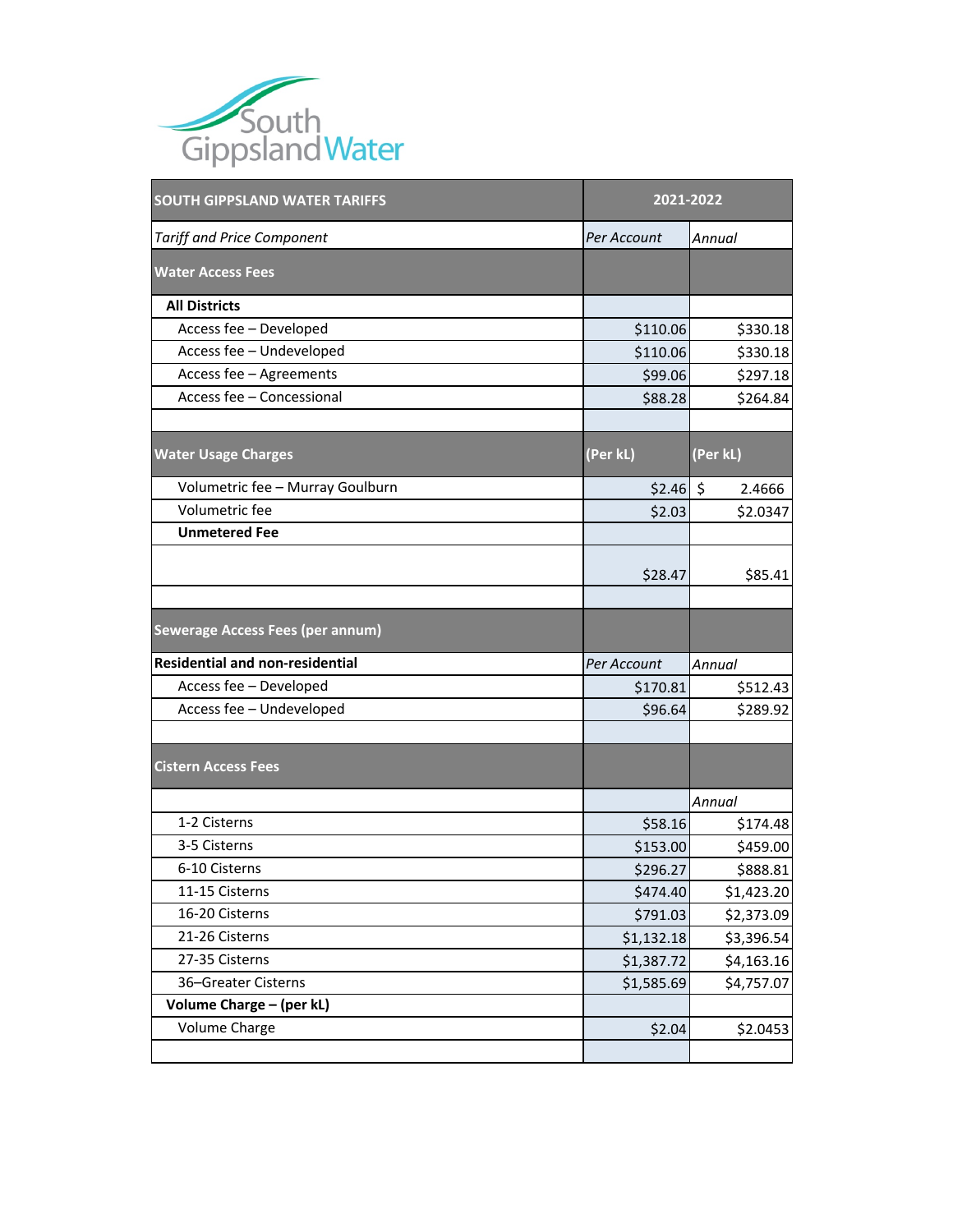South Gippsland Water

| SOUTH GIPPSLAND WATER TARIFFS | 2021-2022 | |
|---|---|---|
| *Tariff and Price Component* | *Per Account* | *Annual* |
| **Water Access Fees** | | |
| **All Districts** | | |
| Access fee – Developed | $110.06 | $330.18 |
| Access fee – Undeveloped | $110.06 | $330.18 |
| Access fee – Agreements | $99.06 | $297.18 |
| Access fee – Concessional | $88.28 | $264.84 |
| | | |
| **Water Usage Charges** | **(Per kL)** | **(Per kL)** |
| Volumetric fee – Murray Goulburn | $2.46 | $ 2.4666 |
| Volumetric fee | $2.03 | $2.0347 |
| **Unmetered Fee** | | |
| | $28.47 | $85.41 |
| | | |
| **Sewerage Access Fees (per annum)** | | |
| **Residential and non-residential** | *Per Account* | *Annual* |
| Access fee – Developed | $170.81 | $512.43 |
| Access fee – Undeveloped | $96.64 | $289.92 |
| | | |
| **Cistern Access Fees** | | |
| | | *Annual* |
| 1-2 Cisterns | $58.16 | $174.48 |
| 3-5 Cisterns | $153.00 | $459.00 |
| 6-10 Cisterns | $296.27 | $888.81 |
| 11-15 Cisterns | $474.40 | $1,423.20 |
| 16-20 Cisterns | $791.03 | $2,373.09 |
| 21-26 Cisterns | $1,132.18 | $3,396.54 |
| 27-35 Cisterns | $1,387.72 | $4,163.16 |
| 36–Greater Cisterns | $1,585.69 | $4,757.07 |
| **Volume Charge – (per kL)** | | |
| Volume Charge | $2.04 | $2.0453 |
| | | |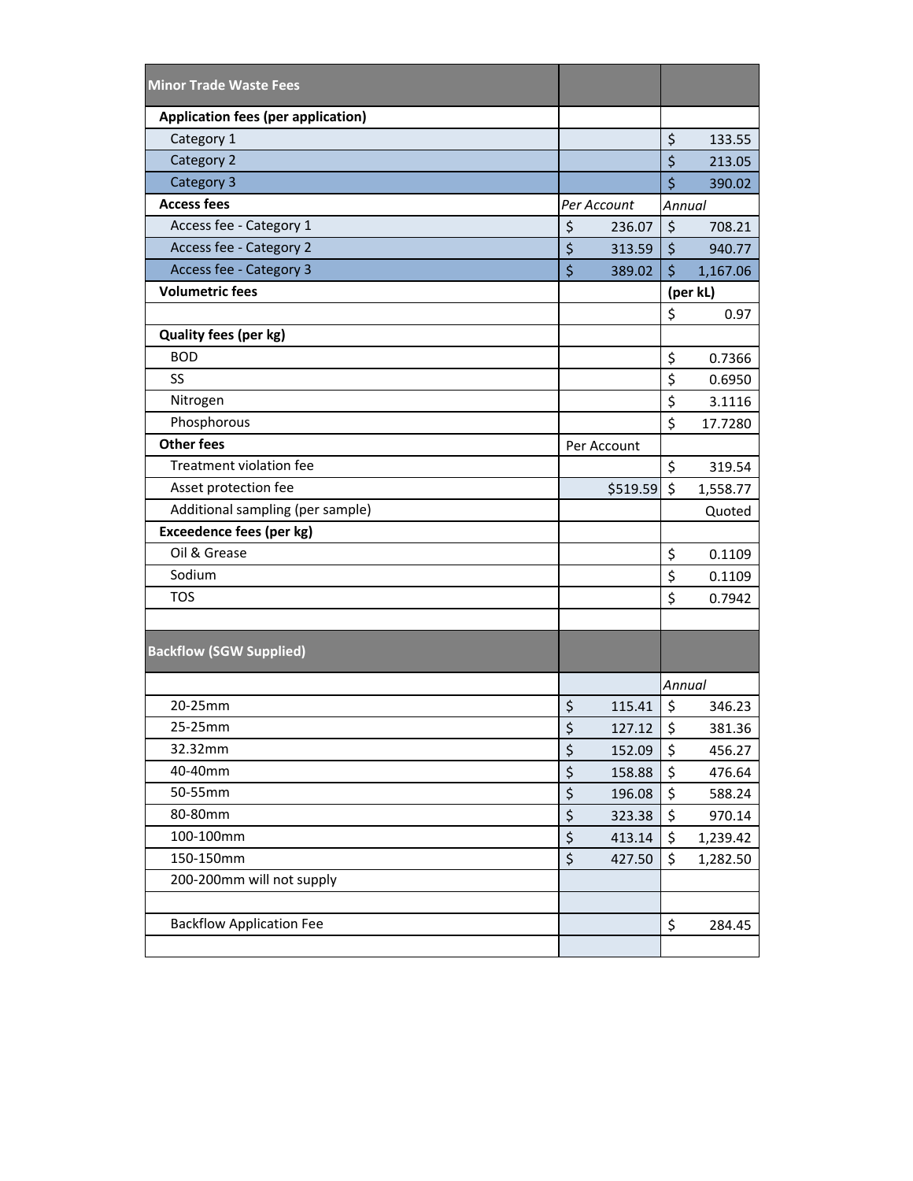| Minor Trade Waste Fees | | |
|---|---|---|
| **Application fees (per application)** | | |
| Category 1 | | $ 133.55 |
| Category 2 | | $ 213.05 |
| Category 3 | | $ 390.02 |
| **Access fees** | *Per Account* | *Annual* |
| Access fee - Category 1 | $ 236.07 | $ 708.21 |
| Access fee - Category 2 | $ 313.59 | $ 940.77 |
| Access fee - Category 3 | $ 389.02 | $ 1,167.06 |
| **Volumetric fees** | | **(per kL)** |
| | | $ 0.97 |
| **Quality fees (per kg)** | | |
| BOD | | $ 0.7366 |
| SS | | $ 0.6950 |
| Nitrogen | | $ 3.1116 |
| Phosphorous | | $ 17.7280 |
| **Other fees** | Per Account | |
| Treatment violation fee | | $ 319.54 |
| Asset protection fee | $519.59 | $ 1,558.77 |
| Additional sampling (per sample) | | Quoted |
| **Exceedence fees (per kg)** | | |
| Oil & Grease | | $ 0.1109 |
| Sodium | | $ 0.1109 |
| TOS | | $ 0.7942 |

| Backflow (SGW Supplied) | | |
|---|---|---|
| | | *Annual* |
| 20-25mm | $ 115.41 | $ 346.23 |
| 25-25mm | $ 127.12 | $ 381.36 |
| 32.32mm | $ 152.09 | $ 456.27 |
| 40-40mm | $ 158.88 | $ 476.64 |
| 50-55mm | $ 196.08 | $ 588.24 |
| 80-80mm | $ 323.38 | $ 970.14 |
| 100-100mm | $ 413.14 | $ 1,239.42 |
| 150-150mm | $ 427.50 | $ 1,282.50 |
| 200-200mm will not supply | | |
| | | |
| Backflow Application Fee | | $ 284.45 |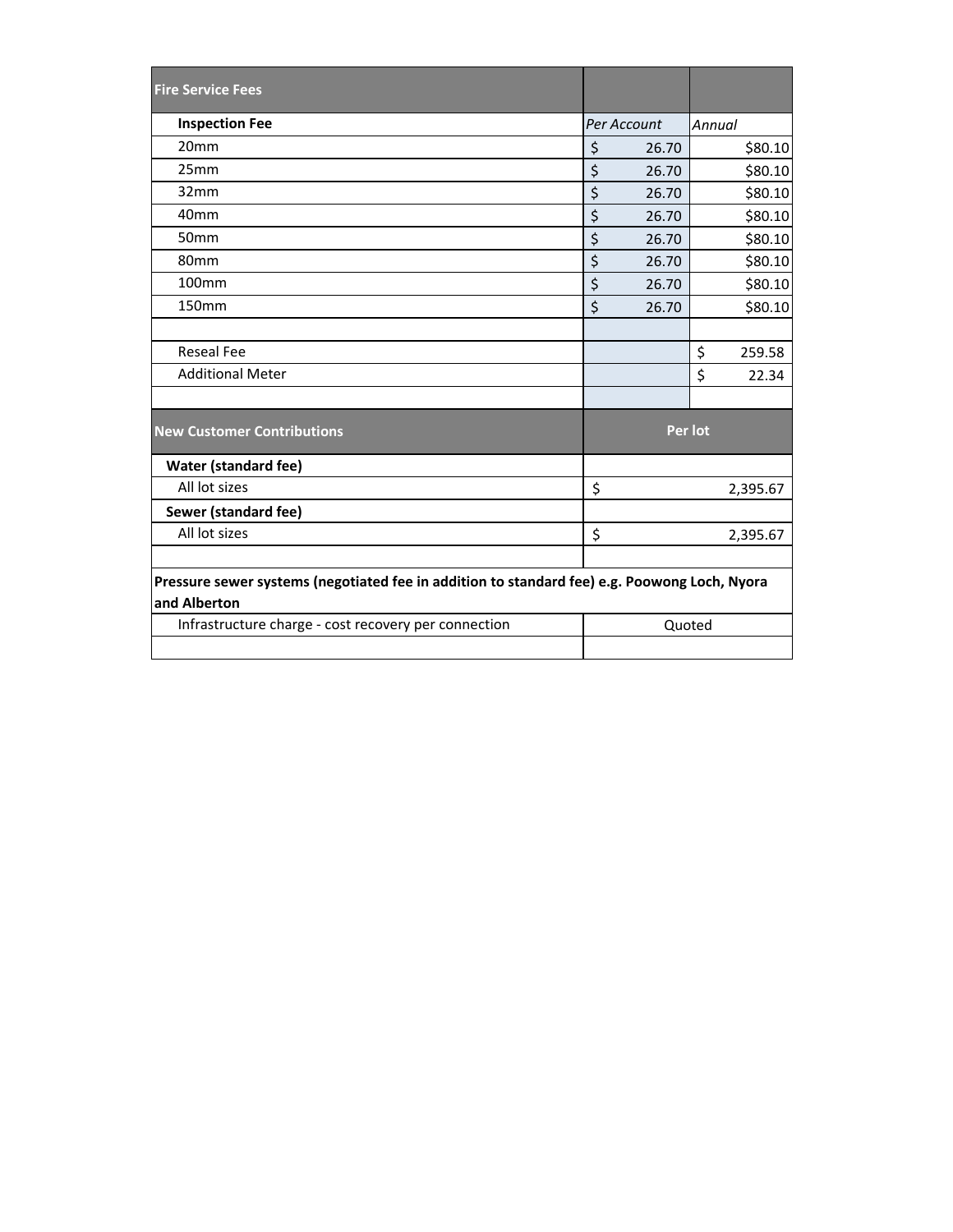| Fire Service Fees | | |
|---|---|---|
| **Inspection Fee** | *Per Account* | *Annual* |
| 20mm | $ 26.70 | $80.10 |
| 25mm | $ 26.70 | $80.10 |
| 32mm | $ 26.70 | $80.10 |
| 40mm | $ 26.70 | $80.10 |
| 50mm | $ 26.70 | $80.10 |
| 80mm | $ 26.70 | $80.10 |
| 100mm | $ 26.70 | $80.10 |
| 150mm | $ 26.70 | $80.10 |
| | | |
| Reseal Fee | | $ 259.58 |
| Additional Meter | | $ 22.34 |

| New Customer Contributions | Per lot |
|---|---|
| **Water (standard fee)** | |
| All lot sizes | $ 2,395.67 |
| **Sewer (standard fee)** | |
| All lot sizes | $ 2,395.67 |
| | |
| **Pressure sewer systems (negotiated fee in addition to standard fee) e.g. Poowong Loch, Nyora and Alberton** | |
| Infrastructure charge - cost recovery per connection | Quoted |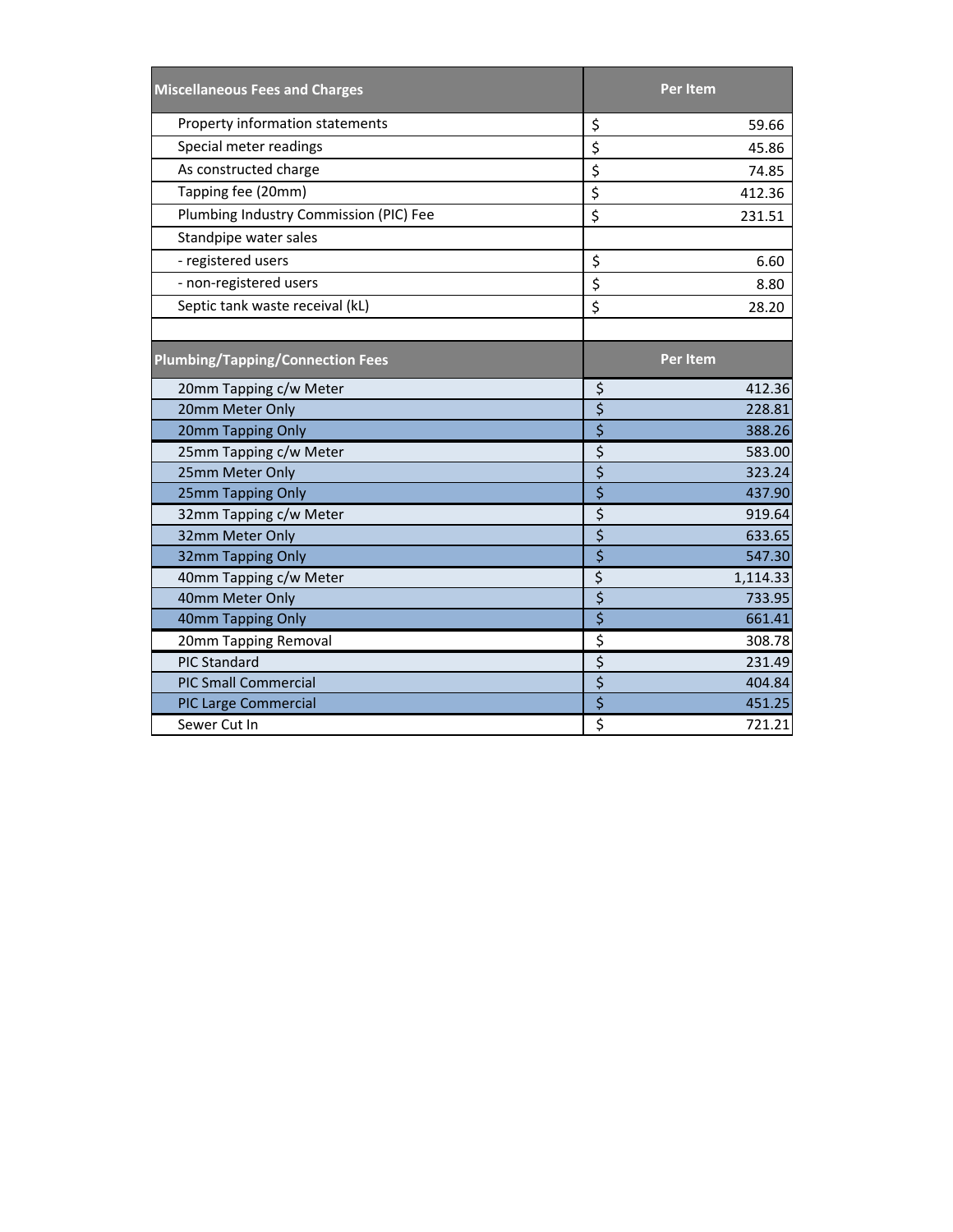| Miscellaneous Fees and Charges | Per Item |
| --- | --- |
| Property information statements | $ 59.66 |
| Special meter readings | $ 45.86 |
| As constructed charge | $ 74.85 |
| Tapping fee (20mm) | $ 412.36 |
| Plumbing Industry Commission (PIC) Fee | $ 231.51 |
| Standpipe water sales | |
| - registered users | $ 6.60 |
| - non-registered users | $ 8.80 |
| Septic tank waste receival (kL) | $ 28.20 |

| Plumbing/Tapping/Connection Fees | Per Item |
| --- | --- |
| 20mm Tapping c/w Meter | $ 412.36 |
| 20mm Meter Only | $ 228.81 |
| 20mm Tapping Only | $ 388.26 |
| 25mm Tapping c/w Meter | $ 583.00 |
| 25mm Meter Only | $ 323.24 |
| 25mm Tapping Only | $ 437.90 |
| 32mm Tapping c/w Meter | $ 919.64 |
| 32mm Meter Only | $ 633.65 |
| 32mm Tapping Only | $ 547.30 |
| 40mm Tapping c/w Meter | $ 1,114.33 |
| 40mm Meter Only | $ 733.95 |
| 40mm Tapping Only | $ 661.41 |
| 20mm Tapping Removal | $ 308.78 |
| PIC Standard | $ 231.49 |
| PIC Small Commercial | $ 404.84 |
| PIC Large Commercial | $ 451.25 |
| Sewer Cut In | $ 721.21 |